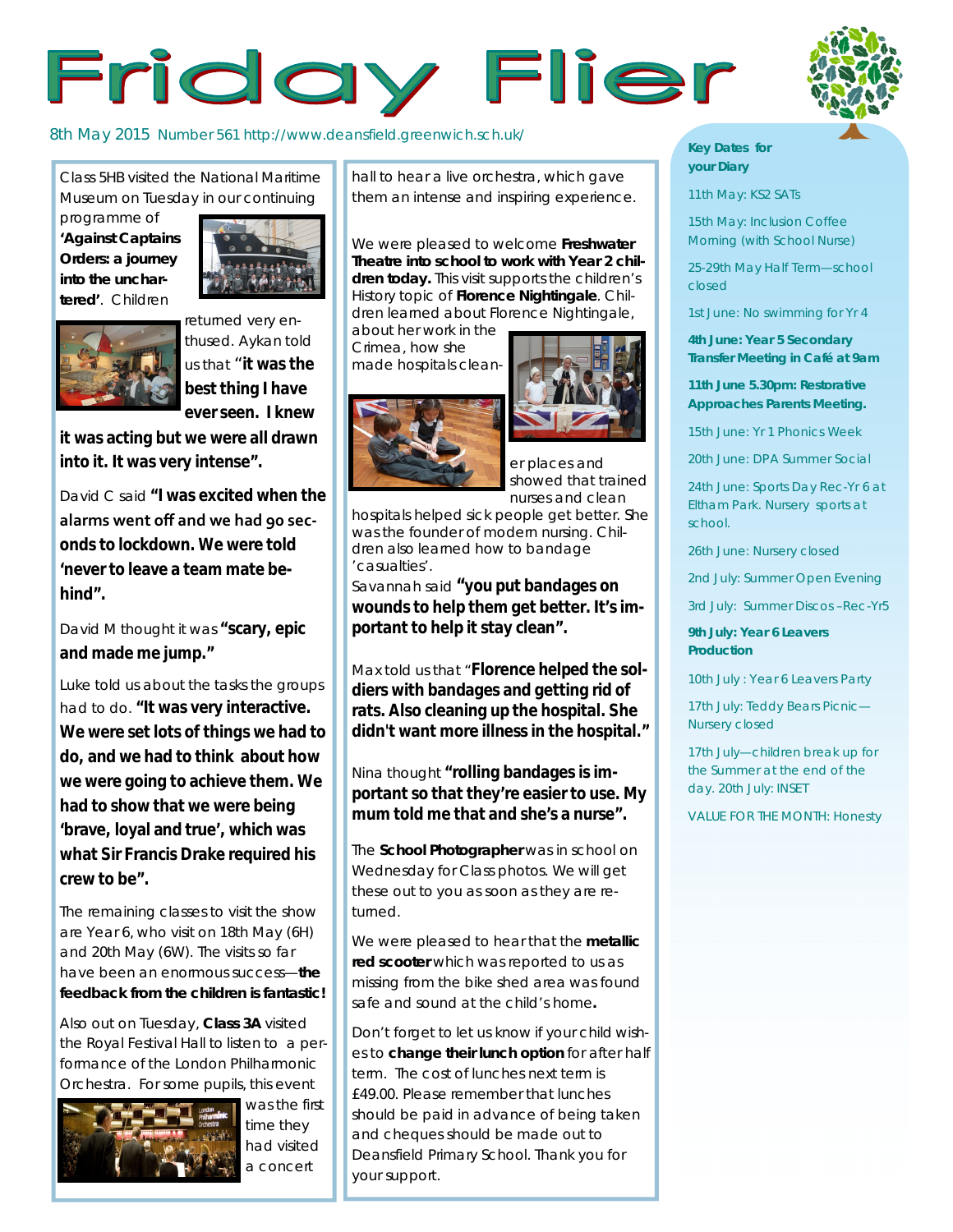# Friday Flier

8th May 2015 Number 561 http://www.deansfield.greenwich.sch.uk/

Class 5HB visited the National Maritime Museum on Tuesday in our continuing programme of **'Against Captains Orders: a journey into the uncharted'**. Children returned very enthused. Aykan told us that "**it was the best thing I have ever seen. I knew it was acting but we were all drawn into it. It was very intense".**

David C said **"I was excited when the alarms went off and we had 90 seconds to lockdown. We were told 'never to leave a team mate behind".**

David M thought it was **"scary, epic and made me jump."**

Luke told us about the tasks the groups had to do. **"It was very interactive. We were set lots of things we had to do, and we had to think about how we were going to achieve them. We had to show that we were being 'brave, loyal and true', which was what Sir Francis Drake required his crew to be".**

The remaining classes to visit the show are Year 6, who visit on 18th May (6H) and 20th May (6W). The visits so far have been an enormous success—**the feedback from the children is fantastic!**

Also out on Tuesday, **Class 3A** visited the Royal Festival Hall to listen to a performance of the London Philharmonic Orchestra. For some pupils, this event was the first time they had visited a concert hall to hear a live orchestra, which gave them an intense and inspiring experience.

We were pleased to welcome **Freshwater Theatre into school to work with Year 2 children today.** This visit supports the children's History topic of **Florence Nightingale**. Children learned about Florence Nightingale, about her work in the Crimea, how she made hospitals cleaner places and showed that trained nurses and clean hospitals helped sick people get better. She was the founder of modern nursing. Children also learned how to bandage 'casualties'.

Savannah said **"you put bandages on wounds to help them get better. It's important to help it stay clean".**

Max told us that "**Florence helped the soldiers with bandages and getting rid of rats. Also cleaning up the hospital. She didn't want more illness in the hospital."**

Nina thought **"rolling bandages is important so that they're easier to use. My mum told me that and she's a nurse".**

The **School Photographer** was in school on Wednesday for Class photos. We will get these out to you as soon as they are returned.

We were pleased to hear that the **metallic red scooter** which was reported to us as missing from the bike shed area was found safe and sound at the child's home**.**

Don't forget to let us know if your child wishes to **change their lunch option** for after half term. The cost of lunches next term is £49.00. Please remember that lunches should be paid in advance of being taken and cheques should be made out to Deansfield Primary School. Thank you for your support.

**Key Dates for your Diary**

11th May: KS2 SATs

15th May: Inclusion Coffee Morning (with School Nurse)

25-29th May Half Term—school closed

1st June: No swimming for Yr 4

**4th June: Year 5 Secondary Transfer Meeting in Café at 9am**

**11th June 5.30pm: Restorative Approaches Parents Meeting.**

15th June: Yr 1 Phonics Week

20th June: DPA Summer Social

24th June: Sports Day Rec-Yr 6 at Eltham Park. Nursery sports at school.

26th June: Nursery closed

2nd July: Summer Open Evening

3rd July: Summer Discos –Rec-Yr5

**9th July: Year 6 Leavers Production**

10th July : Year 6 Leavers Party

17th July: Teddy Bears Picnic—Nursery closed

17th July—children break up for the Summer at the end of the day. 20th July: INSET

VALUE FOR THE MONTH: Honesty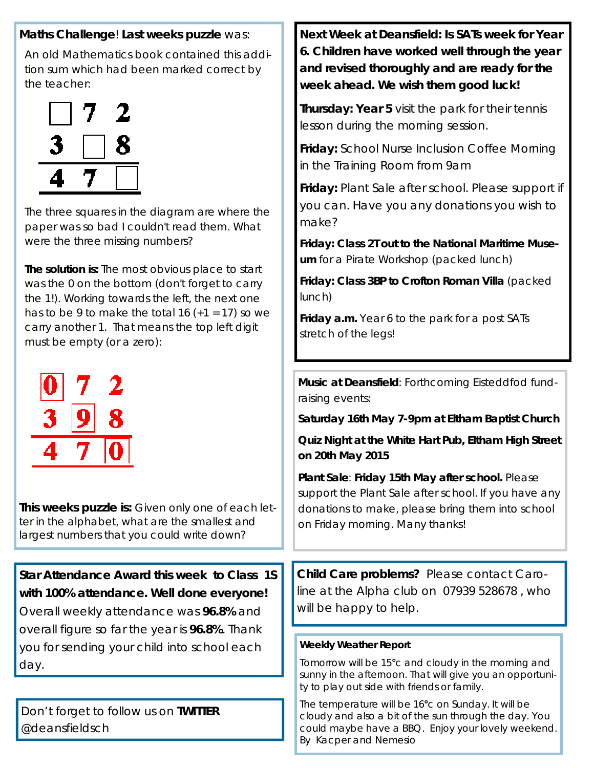**Maths Challenge**! **Last weeks puzzle** was:

An old Mathematics book contained this addition sum which had been marked correct by the teacher:

| | | |
|---|---|---|
| □ | 7 | 2 |
| 3 | □ | 8 |
| 4 | 7 | □ |

The three squares in the diagram are where the paper was so bad I couldn't read them. What were the three missing numbers?

**The solution is:** The most obvious place to start was the 0 on the bottom (don't forget to carry the 1!). Working towards the left, the next one has to be 9 to make the total 16 (+1 = 17) so we carry another 1. That means the top left digit must be empty (or a zero):

| | | |
|---|---|---|
| 0 | 7 | 2 |
| 3 | 9 | 8 |
| 4 | 7 | 0 |

**This weeks puzzle is:** Given only one of each letter in the alphabet, what are the smallest and largest numbers that you could write down?

**Star Attendance Award this week to Class 1S with 100% attendance. Well done everyone!** Overall weekly attendance was **96.8%** and overall figure so far the year is **96.8%**. Thank you for sending your child into school each day.

Don't forget to follow us on **TWITTER** @deansfieldsch

**Next Week at Deansfield: Is SATs week for Year 6. Children have worked well through the year and revised thoroughly and are ready for the week ahead. We wish them good luck!**

**Thursday: Year 5** visit the park for their tennis lesson during the morning session.

**Friday:** School Nurse Inclusion Coffee Morning in the Training Room from 9am

**Friday:** Plant Sale after school. Please support if you can. Have you any donations you wish to make?

**Friday: Class 2T out to the National Maritime Museum** for a Pirate Workshop (packed lunch)

**Friday: Class 3BP to Crofton Roman Villa** (packed lunch)

**Friday a.m.** Year 6 to the park for a post SATs stretch of the legs!

**Music at Deansfield**: Forthcoming Eisteddfod fundraising events:

**Saturday 16th May 7-9pm at Eltham Baptist Church**

**Quiz Night at the White Hart Pub, Eltham High Street on 20th May 2015**

**Plant Sale**: **Friday 15th May after school.** Please support the Plant Sale after school. If you have any donations to make, please bring them into school on Friday morning. Many thanks!

**Child Care problems?** Please contact Caroline at the Alpha club on 07939 528678 , who will be happy to help.

**Weekly Weather Report**

Tomorrow will be 15°c and cloudy in the morning and sunny in the afternoon. That will give you an opportunity to play out side with friends or family.

The temperature will be 16°c on Sunday. It will be cloudy and also a bit of the sun through the day. You could maybe have a BBQ. Enjoy your lovely weekend. By Kacper and Nemesio